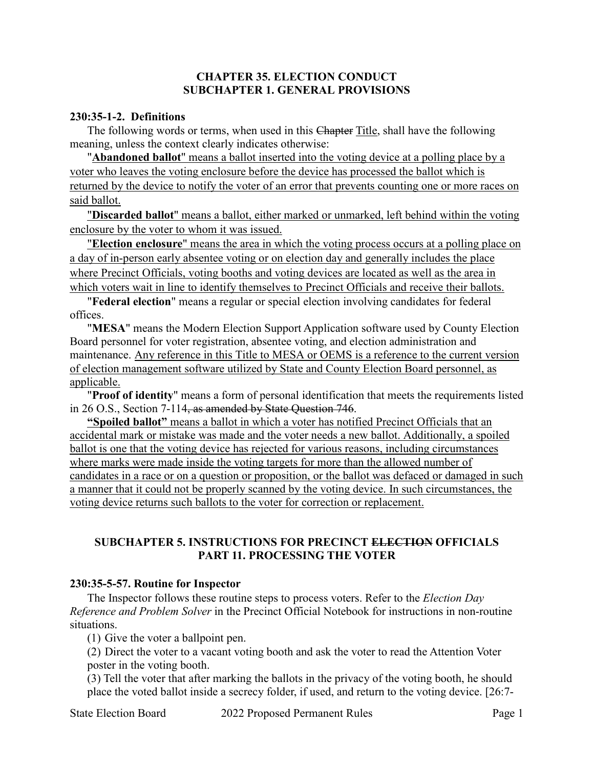**CHAPTER 35. ELECTION CONDUCT**
**SUBCHAPTER 1. GENERAL PROVISIONS**

**230:35-1-2. Definitions**

The following words or terms, when used in this ~~Chapter~~ <u>Title</u>, shall have the following meaning, unless the context clearly indicates otherwise:

<u>"**Abandoned ballot**" means a ballot inserted into the voting device at a polling place by a voter who leaves the voting enclosure before the device has processed the ballot which is returned by the device to notify the voter of an error that prevents counting one or more races on said ballot.</u>

<u>"**Discarded ballot**" means a ballot, either marked or unmarked, left behind within the voting enclosure by the voter to whom it was issued.</u>

<u>"**Election enclosure**" means the area in which the voting process occurs at a polling place on a day of in-person early absentee voting or on election day and generally includes the place where Precinct Officials, voting booths and voting devices are located as well as the area in which voters wait in line to identify themselves to Precinct Officials and receive their ballots.</u>

"**Federal election**" means a regular or special election involving candidates for federal offices.

"**MESA**" means the Modern Election Support Application software used by County Election Board personnel for voter registration, absentee voting, and election administration and maintenance. <u>Any reference in this Title to MESA or OEMS is a reference to the current version of election management software utilized by State and County Election Board personnel, as applicable.</u>

"**Proof of identity**" means a form of personal identification that meets the requirements listed in 26 O.S., Section 7-114~~, as amended by State Question 746~~.

<u>**"Spoiled ballot"** means a ballot in which a voter has notified Precinct Officials that an accidental mark or mistake was made and the voter needs a new ballot. Additionally, a spoiled ballot is one that the voting device has rejected for various reasons, including circumstances where marks were made inside the voting targets for more than the allowed number of candidates in a race or on a question or proposition, or the ballot was defaced or damaged in such a manner that it could not be properly scanned by the voting device. In such circumstances, the voting device returns such ballots to the voter for correction or replacement.</u>

**SUBCHAPTER 5. INSTRUCTIONS FOR PRECINCT ~~ELECTION~~ OFFICIALS**
**PART 11. PROCESSING THE VOTER**

**230:35-5-57. Routine for Inspector**

The Inspector follows these routine steps to process voters. Refer to the *Election Day Reference and Problem Solver* in the Precinct Official Notebook for instructions in non-routine situations.

(1) Give the voter a ballpoint pen.

(2) Direct the voter to a vacant voting booth and ask the voter to read the Attention Voter poster in the voting booth.

(3) Tell the voter that after marking the ballots in the privacy of the voting booth, he should place the voted ballot inside a secrecy folder, if used, and return to the voting device. [26:7-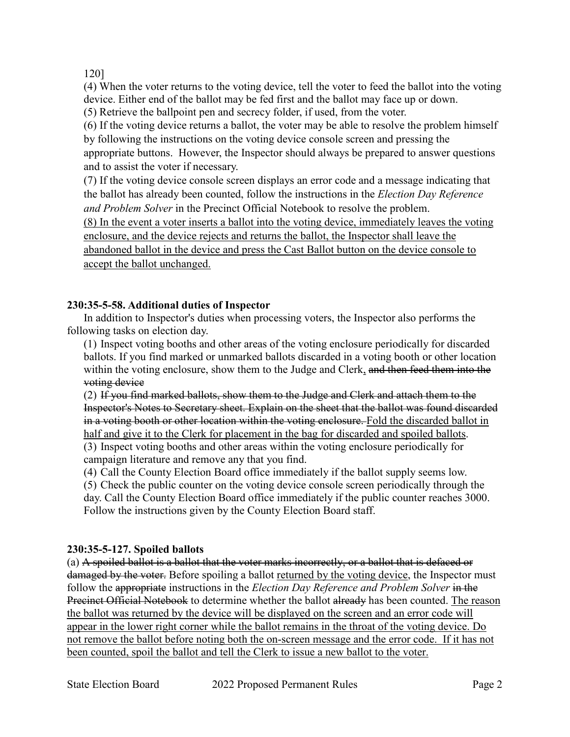120]

(4) When the voter returns to the voting device, tell the voter to feed the ballot into the voting device. Either end of the ballot may be fed first and the ballot may face up or down.

(5) Retrieve the ballpoint pen and secrecy folder, if used, from the voter.

(6) If the voting device returns a ballot, the voter may be able to resolve the problem himself by following the instructions on the voting device console screen and pressing the appropriate buttons. However, the Inspector should always be prepared to answer questions and to assist the voter if necessary.

(7) If the voting device console screen displays an error code and a message indicating that the ballot has already been counted, follow the instructions in the *Election Day Reference and Problem Solver* in the Precinct Official Notebook to resolve the problem.

<u>(8) In the event a voter inserts a ballot into the voting device, immediately leaves the voting enclosure, and the device rejects and returns the ballot, the Inspector shall leave the abandoned ballot in the device and press the Cast Ballot button on the device console to accept the ballot unchanged.</u>

**230:35-5-58. Additional duties of Inspector**

In addition to Inspector's duties when processing voters, the Inspector also performs the following tasks on election day.

(1) Inspect voting booths and other areas of the voting enclosure periodically for discarded ballots. If you find marked or unmarked ballots discarded in a voting booth or other location within the voting enclosure, show them to the Judge and Clerk<u>,</u> ~~and then feed them into the voting device~~

(2) ~~If you find marked ballots, show them to the Judge and Clerk and attach them to the Inspector's Notes to Secretary sheet. Explain on the sheet that the ballot was found discarded in a voting booth or other location within the voting enclosure.~~ <u>Fold the discarded ballot in half and give it to the Clerk for placement in the bag for discarded and spoiled ballots</u>.

(3) Inspect voting booths and other areas within the voting enclosure periodically for campaign literature and remove any that you find.

(4) Call the County Election Board office immediately if the ballot supply seems low.

(5) Check the public counter on the voting device console screen periodically through the day. Call the County Election Board office immediately if the public counter reaches 3000. Follow the instructions given by the County Election Board staff.

**230:35-5-127. Spoiled ballots**

(a) ~~A spoiled ballot is a ballot that the voter marks incorrectly, or a ballot that is defaced or damaged by the voter.~~ Before spoiling a ballot <u>returned by the voting device</u>, the Inspector must follow the ~~appropriate~~ instructions in the *Election Day Reference and Problem Solver* ~~in the Precinct Official Notebook~~ to determine whether the ballot ~~already~~ has been counted. <u>The reason the ballot was returned by the device will be displayed on the screen and an error code will appear in the lower right corner while the ballot remains in the throat of the voting device. Do not remove the ballot before noting both the on-screen message and the error code. If it has not been counted, spoil the ballot and tell the Clerk to issue a new ballot to the voter.</u>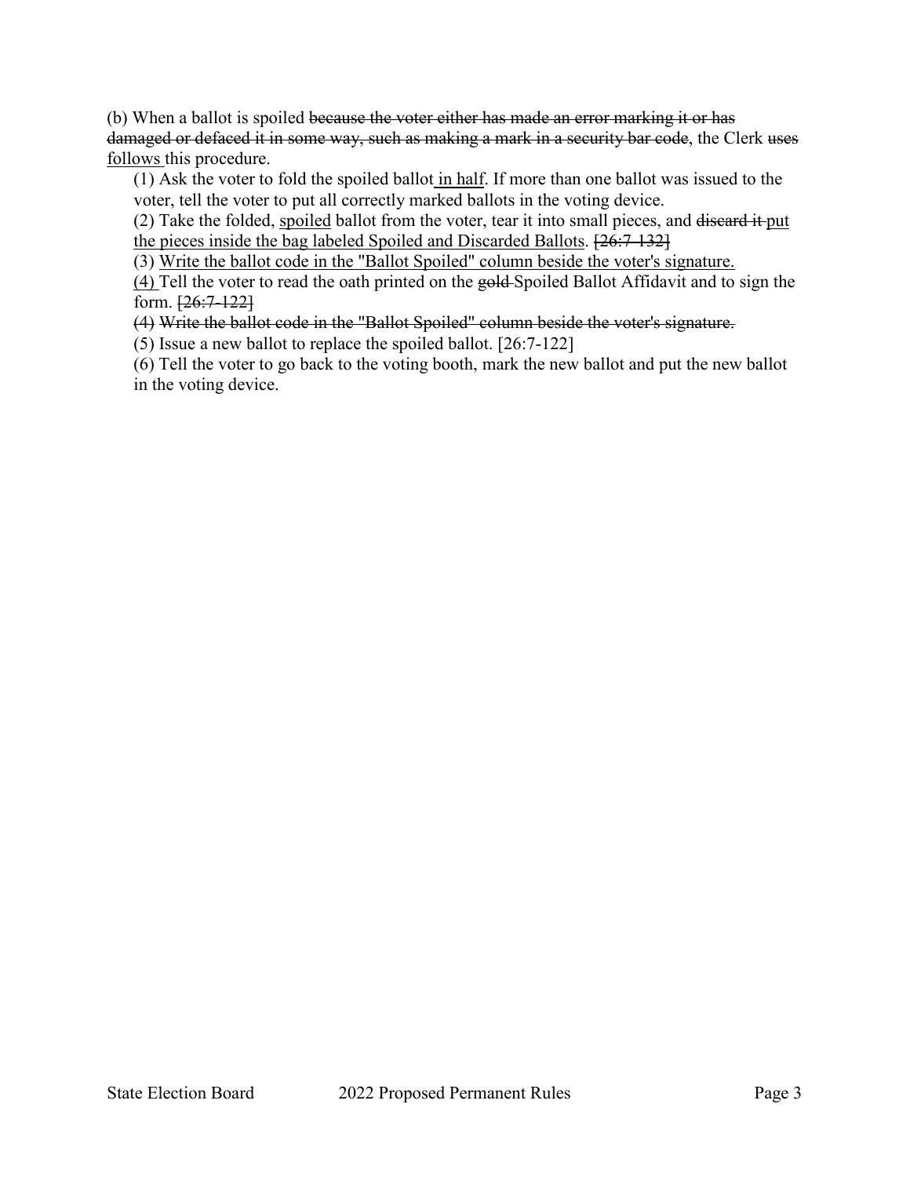(b) When a ballot is spoiled ~~because the voter either has made an error marking it or has damaged or defaced it in some way, such as making a mark in a security bar code~~, the Clerk ~~uses~~ <u>follows</u> this procedure.

(1) Ask the voter to fold the spoiled ballot <u>in half</u>. If more than one ballot was issued to the voter, tell the voter to put all correctly marked ballots in the voting device.

(2) Take the folded, <u>spoiled</u> ballot from the voter, tear it into small pieces, and ~~discard it~~ <u>put the pieces inside the bag labeled Spoiled and Discarded Ballots</u>. ~~[26:7-132]~~

(3) <u>Write the ballot code in the "Ballot Spoiled" column beside the voter's signature.</u>

<u>(4)</u> Tell the voter to read the oath printed on the ~~gold~~ Spoiled Ballot Affidavit and to sign the form. ~~[26:7-122]~~

~~(4) Write the ballot code in the "Ballot Spoiled" column beside the voter's signature.~~

(5) Issue a new ballot to replace the spoiled ballot. [26:7-122]

(6) Tell the voter to go back to the voting booth, mark the new ballot and put the new ballot in the voting device.